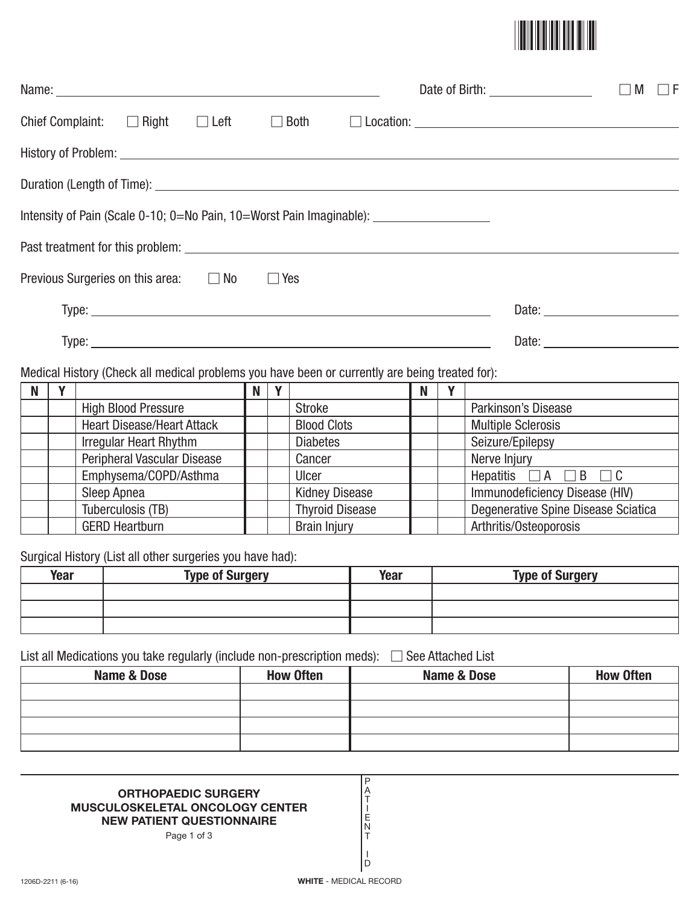Name: ______________________________ Date of Birth: ______________ ☐ M ☐ F

Chief Complaint: ☐ Right ☐ Left ☐ Both ☐ Location: ______________________________

History of Problem: ______________________________

Duration (Length of Time): ______________________________

Intensity of Pain (Scale 0-10; 0=No Pain, 10=Worst Pain Imaginable): ______________

Past treatment for this problem: ______________________________

Previous Surgeries on this area: ☐ No ☐ Yes

Type: ______________________________ Date: ______________

Type: ______________________________ Date: ______________

Medical History (Check all medical problems you have been or currently are being treated for):

| N | Y | | N | Y | | N | Y | |
|---|---|---|---|---|---|---|---|---|
| | | High Blood Pressure | | | Stroke | | | Parkinson's Disease |
| | | Heart Disease/Heart Attack | | | Blood Clots | | | Multiple Sclerosis |
| | | Irregular Heart Rhythm | | | Diabetes | | | Seizure/Epilepsy |
| | | Peripheral Vascular Disease | | | Cancer | | | Nerve Injury |
| | | Emphysema/COPD/Asthma | | | Ulcer | | | Hepatitis ☐ A ☐ B ☐ C |
| | | Sleep Apnea | | | Kidney Disease | | | Immunodeficiency Disease (HIV) |
| | | Tuberculosis (TB) | | | Thyroid Disease | | | Degenerative Spine Disease Sciatica |
| | | GERD Heartburn | | | Brain Injury | | | Arthritis/Osteoporosis |

Surgical History (List all other surgeries you have had):

| Year | Type of Surgery | Year | Type of Surgery |
|---|---|---|---|
| | | | |
| | | | |
| | | | |

List all Medications you take regularly (include non-prescription meds): ☐ See Attached List

| Name & Dose | How Often | Name & Dose | How Often |
|---|---|---|---|
| | | | |
| | | | |
| | | | |
| | | | |

**ORTHOPAEDIC SURGERY**
**MUSCULOSKELETAL ONCOLOGY CENTER**
**NEW PATIENT QUESTIONNAIRE**

PATIENT ID

1206D-2211 (6-16)

**WHITE** - MEDICAL RECORD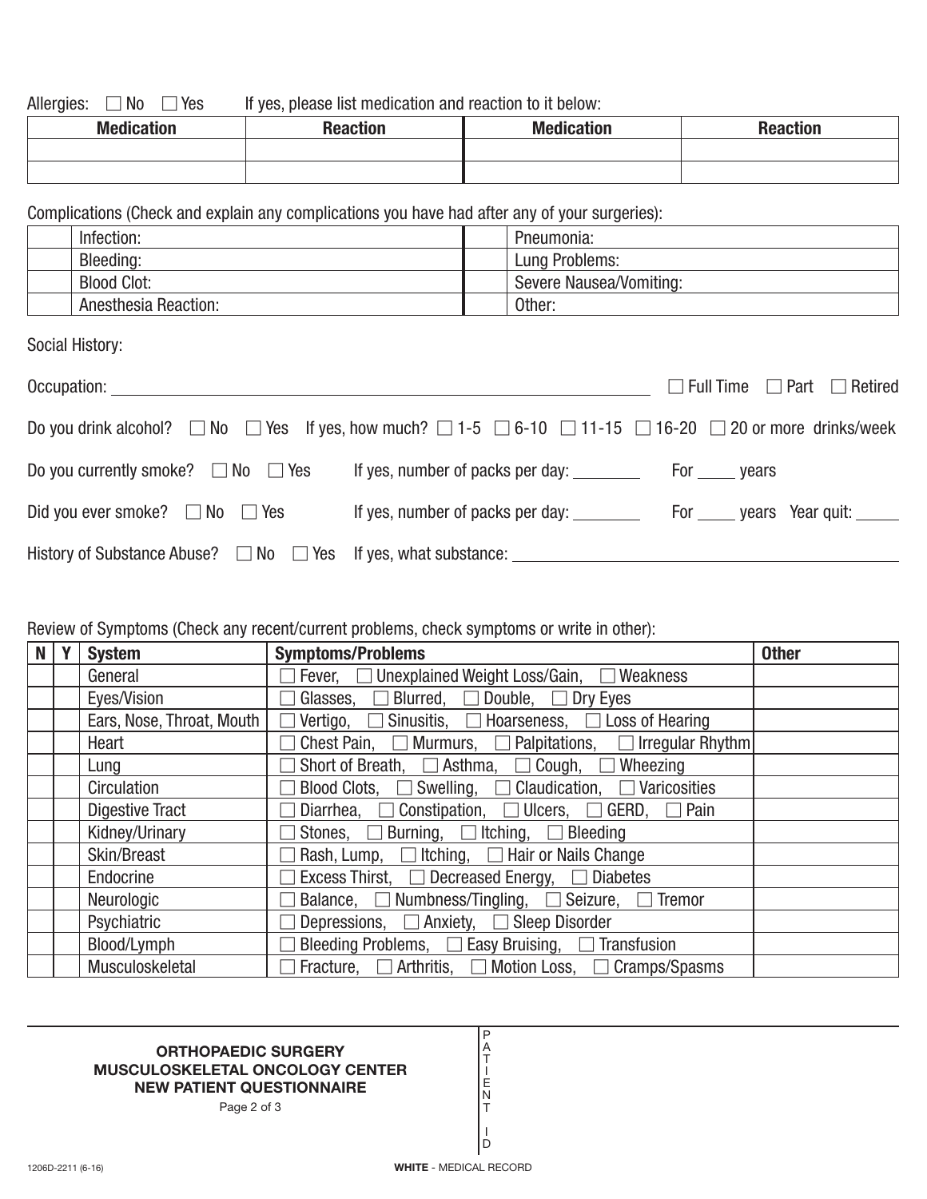Allergies: ☐ No ☐ Yes If yes, please list medication and reaction to it below:

| Medication | Reaction | Medication | Reaction |
|---|---|---|---|
| | | | |
| | | | |

Complications (Check and explain any complications you have had after any of your surgeries):

| | | | |
|---|---|---|---|
| | Infection: | | Pneumonia: |
| | Bleeding: | | Lung Problems: |
| | Blood Clot: | | Severe Nausea/Vomiting: |
| | Anesthesia Reaction: | | Other: |

Social History:

Occupation: ______________________________ ☐ Full Time ☐ Part ☐ Retired

Do you drink alcohol? ☐ No ☐ Yes If yes, how much? ☐ 1-5 ☐ 6-10 ☐ 11-15 ☐ 16-20 ☐ 20 or more drinks/week

Do you currently smoke? ☐ No ☐ Yes If yes, number of packs per day: ________ For _____ years

Did you ever smoke? ☐ No ☐ Yes If yes, number of packs per day: ________ For _____ years Year quit: _____

History of Substance Abuse? ☐ No ☐ Yes If yes, what substance: ______________________________

Review of Symptoms (Check any recent/current problems, check symptoms or write in other):

| N | Y | System | Symptoms/Problems | Other |
|---|---|---|---|---|
| | | General | ☐ Fever, ☐ Unexplained Weight Loss/Gain, ☐ Weakness | |
| | | Eyes/Vision | ☐ Glasses, ☐ Blurred, ☐ Double, ☐ Dry Eyes | |
| | | Ears, Nose, Throat, Mouth | ☐ Vertigo, ☐ Sinusitis, ☐ Hoarseness, ☐ Loss of Hearing | |
| | | Heart | ☐ Chest Pain, ☐ Murmurs, ☐ Palpitations, ☐ Irregular Rhythm | |
| | | Lung | ☐ Short of Breath, ☐ Asthma, ☐ Cough, ☐ Wheezing | |
| | | Circulation | ☐ Blood Clots, ☐ Swelling, ☐ Claudication, ☐ Varicosities | |
| | | Digestive Tract | ☐ Diarrhea, ☐ Constipation, ☐ Ulcers, ☐ GERD, ☐ Pain | |
| | | Kidney/Urinary | ☐ Stones, ☐ Burning, ☐ Itching, ☐ Bleeding | |
| | | Skin/Breast | ☐ Rash, Lump, ☐ Itching, ☐ Hair or Nails Change | |
| | | Endocrine | ☐ Excess Thirst, ☐ Decreased Energy, ☐ Diabetes | |
| | | Neurologic | ☐ Balance, ☐ Numbness/Tingling, ☐ Seizure, ☐ Tremor | |
| | | Psychiatric | ☐ Depressions, ☐ Anxiety, ☐ Sleep Disorder | |
| | | Blood/Lymph | ☐ Bleeding Problems, ☐ Easy Bruising, ☐ Transfusion | |
| | | Musculoskeletal | ☐ Fracture, ☐ Arthritis, ☐ Motion Loss, ☐ Cramps/Spasms | |

**ORTHOPAEDIC SURGERY**
**MUSCULOSKELETAL ONCOLOGY CENTER**
**NEW PATIENT QUESTIONNAIRE**

PATIENT ID

1206D-2211 (6-16)

**WHITE** - MEDICAL RECORD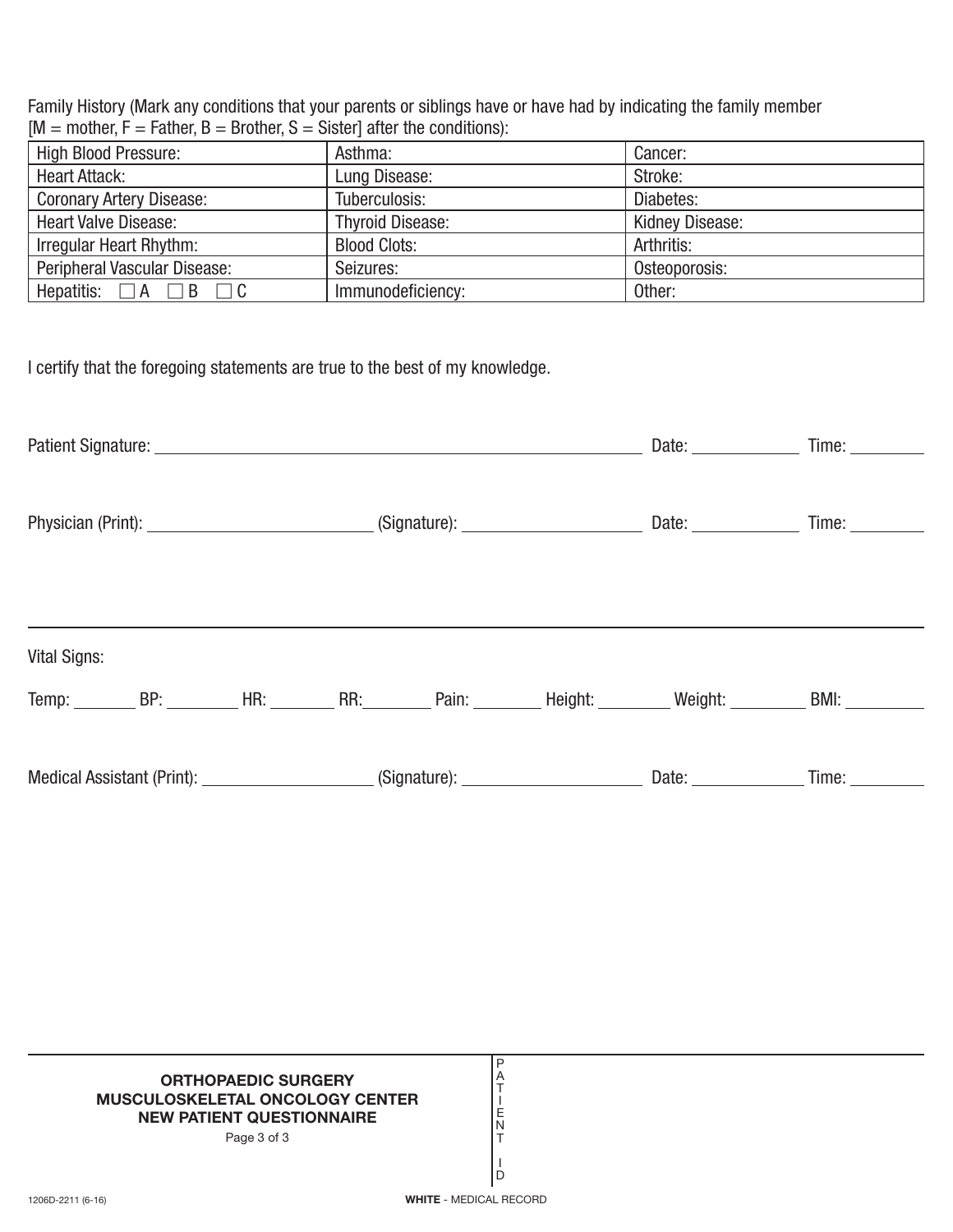Family History (Mark any conditions that your parents or siblings have or have had by indicating the family member [M = mother, F = Father, B = Brother, S = Sister] after the conditions):

| | | |
|---|---|---|
| High Blood Pressure: | Asthma: | Cancer: |
| Heart Attack: | Lung Disease: | Stroke: |
| Coronary Artery Disease: | Tuberculosis: | Diabetes: |
| Heart Valve Disease: | Thyroid Disease: | Kidney Disease: |
| Irregular Heart Rhythm: | Blood Clots: | Arthritis: |
| Peripheral Vascular Disease: | Seizures: | Osteoporosis: |
| Hepatitis: ☐ A ☐ B ☐ C | Immunodeficiency: | Other: |

I certify that the foregoing statements are true to the best of my knowledge.

Patient Signature: ______________________________ Date: __________ Time: ________

Physician (Print): ____________________ (Signature): ____________________ Date: __________ Time: ________

---

Vital Signs:

Temp: ______ BP: ______ HR: ______ RR: ______ Pain: ______ Height: ______ Weight: ______ BMI: ______

Medical Assistant (Print): ____________________ (Signature): ____________________ Date: __________ Time: ________

---

**ORTHOPAEDIC SURGERY**
**MUSCULOSKELETAL ONCOLOGY CENTER**
**NEW PATIENT QUESTIONNAIRE**

PATIENT ID

1206D-2211 (6-16)

**WHITE** - MEDICAL RECORD